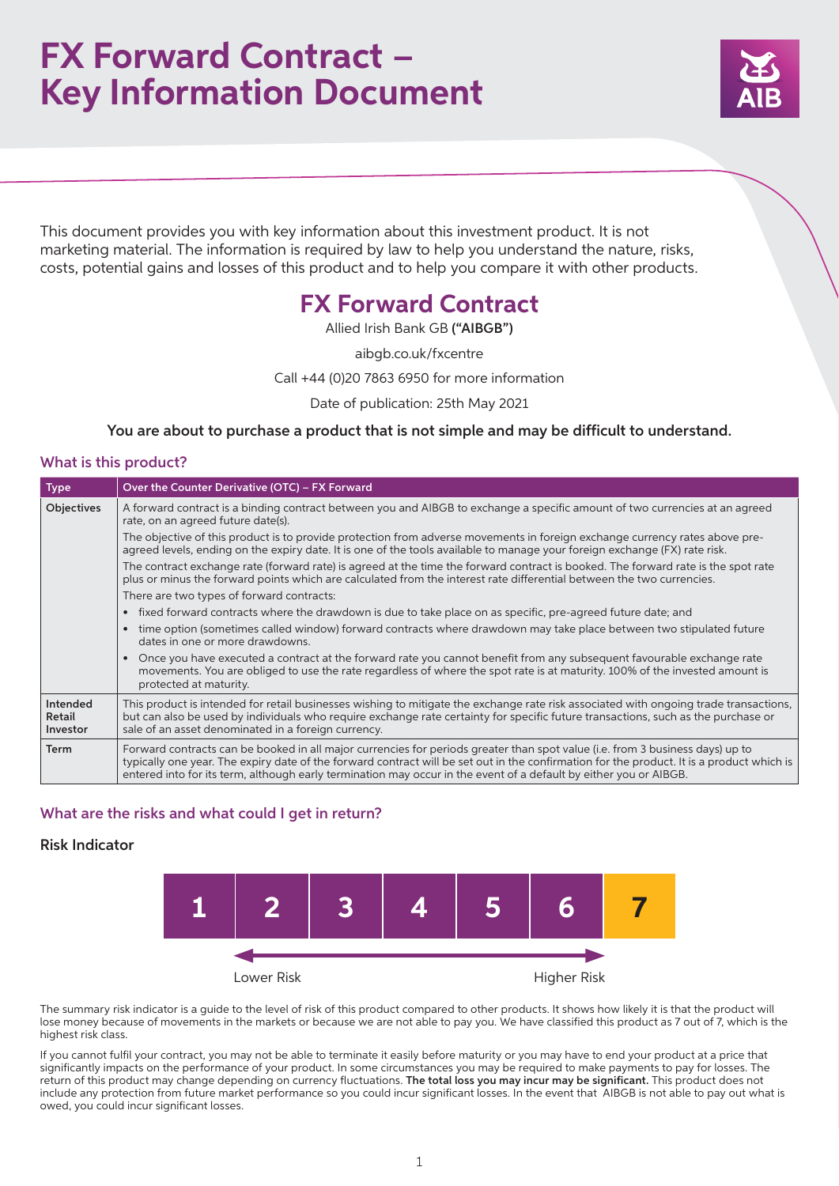# FX Forward Contract – Key Information Document

This document provides you with key information about this investment product. It is not marketing material. The information is required by law to help you understand the nature, risks, costs, potential gains and losses of this product and to help you compare it with other products.

## FX Forward Contract

Allied Irish Bank GB **("AIBGB")**

aibgb.co.uk/fxcentre

Call +44 (0)20 7863 6950 for more information

Date of publication: 25th May 2021

**You are about to purchase a product that is not simple and may be difficult to understand.**

### What is this product?

| Type | Over the Counter Derivative (OTC) – FX Forward |
|---|---|
| Objectives | A forward contract is a binding contract between you and AIBGB to exchange a specific amount of two currencies at an agreed rate, on an agreed future date(s).<br>The objective of this product is to provide protection from adverse movements in foreign exchange currency rates above pre-agreed levels, ending on the expiry date. It is one of the tools available to manage your foreign exchange (FX) rate risk.<br>The contract exchange rate (forward rate) is agreed at the time the forward contract is booked. The forward rate is the spot rate plus or minus the forward points which are calculated from the interest rate differential between the two currencies.<br>There are two types of forward contracts:<br>• fixed forward contracts where the drawdown is due to take place on as specific, pre-agreed future date; and<br>• time option (sometimes called window) forward contracts where drawdown may take place between two stipulated future dates in one or more drawdowns.<br>• Once you have executed a contract at the forward rate you cannot benefit from any subsequent favourable exchange rate movements. You are obliged to use the rate regardless of where the spot rate is at maturity. 100% of the invested amount is protected at maturity. |
| Intended Retail Investor | This product is intended for retail businesses wishing to mitigate the exchange rate risk associated with ongoing trade transactions, but can also be used by individuals who require exchange rate certainty for specific future transactions, such as the purchase or sale of an asset denominated in a foreign currency. |
| Term | Forward contracts can be booked in all major currencies for periods greater than spot value (i.e. from 3 business days) up to typically one year. The expiry date of the forward contract will be set out in the confirmation for the product. It is a product which is entered into for its term, although early termination may occur in the event of a default by either you or AIBGB. |

### What are the risks and what could I get in return?

#### Risk Indicator

| 1 | 2 | 3 | 4 | 5 | 6 | **7** |
|---|---|---|---|---|---|---|

Lower Risk ← → Higher Risk

The summary risk indicator is a guide to the level of risk of this product compared to other products. It shows how likely it is that the product will lose money because of movements in the markets or because we are not able to pay you. We have classified this product as 7 out of 7, which is the highest risk class.

If you cannot fulfil your contract, you may not be able to terminate it easily before maturity or you may have to end your product at a price that significantly impacts on the performance of your product. In some circumstances you may be required to make payments to pay for losses. The return of this product may change depending on currency fluctuations. **The total loss you may incur may be significant.** This product does not include any protection from future market performance so you could incur significant losses. In the event that AIBGB is not able to pay out what is owed, you could incur significant losses.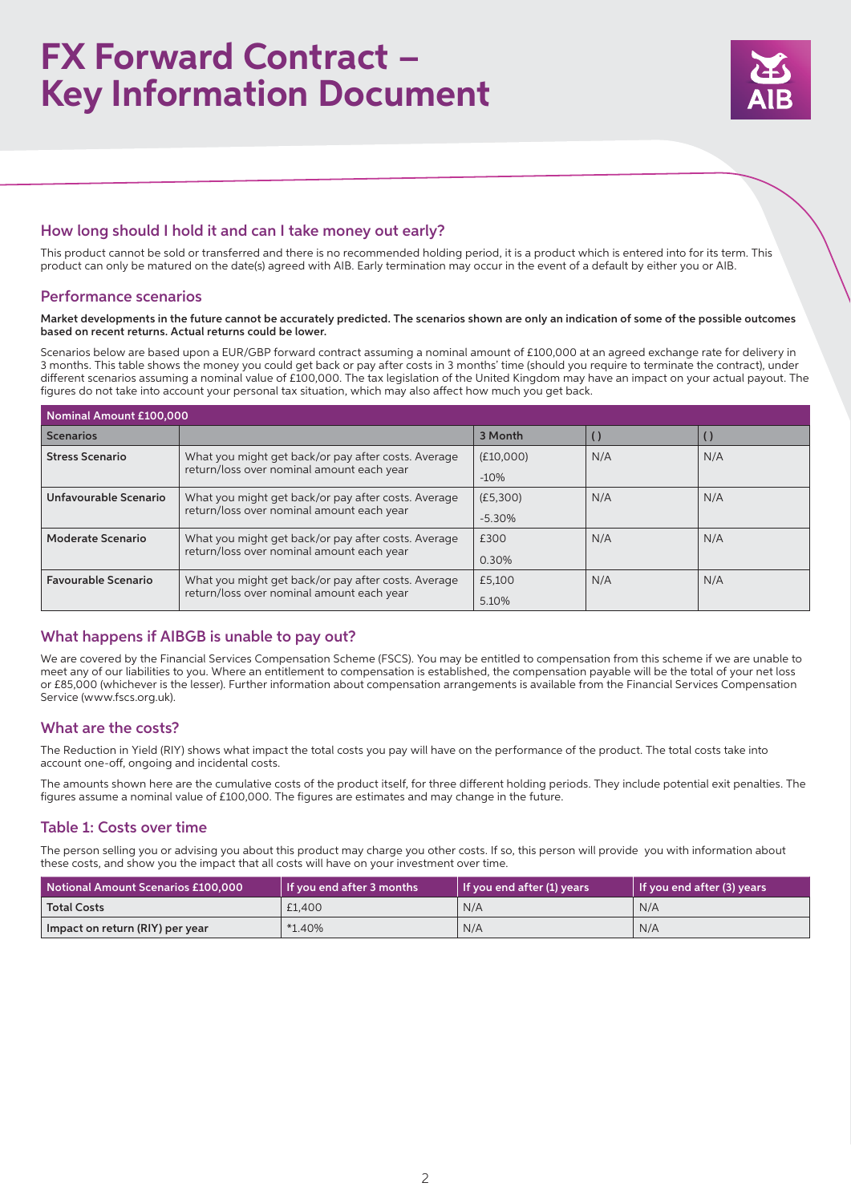# FX Forward Contract – Key Information Document

## How long should I hold it and can I take money out early?

This product cannot be sold or transferred and there is no recommended holding period, it is a product which is entered into for its term. This product can only be matured on the date(s) agreed with AIB. Early termination may occur in the event of a default by either you or AIB.

## Performance scenarios

**Market developments in the future cannot be accurately predicted. The scenarios shown are only an indication of some of the possible outcomes based on recent returns. Actual returns could be lower.**

Scenarios below are based upon a EUR/GBP forward contract assuming a nominal amount of £100,000 at an agreed exchange rate for delivery in 3 months. This table shows the money you could get back or pay after costs in 3 months' time (should you require to terminate the contract), under different scenarios assuming a nominal value of £100,000. The tax legislation of the United Kingdom may have an impact on your actual payout. The figures do not take into account your personal tax situation, which may also affect how much you get back.

| Nominal Amount £100,000 | | | | |
|---|---|---|---|---|
| **Scenarios** | | 3 Month | ( ) | ( ) |
| **Stress Scenario** | What you might get back/or pay after costs. Average return/loss over nominal amount each year | (£10,000)<br>-10% | N/A | N/A |
| **Unfavourable Scenario** | What you might get back/or pay after costs. Average return/loss over nominal amount each year | (£5,300)<br>-5.30% | N/A | N/A |
| **Moderate Scenario** | What you might get back/or pay after costs. Average return/loss over nominal amount each year | £300<br>0.30% | N/A | N/A |
| **Favourable Scenario** | What you might get back/or pay after costs. Average return/loss over nominal amount each year | £5,100<br>5.10% | N/A | N/A |

## What happens if AIBGB is unable to pay out?

We are covered by the Financial Services Compensation Scheme (FSCS). You may be entitled to compensation from this scheme if we are unable to meet any of our liabilities to you. Where an entitlement to compensation is established, the compensation payable will be the total of your net loss or £85,000 (whichever is the lesser). Further information about compensation arrangements is available from the Financial Services Compensation Service (www.fscs.org.uk).

## What are the costs?

The Reduction in Yield (RIY) shows what impact the total costs you pay will have on the performance of the product. The total costs take into account one-off, ongoing and incidental costs.

The amounts shown here are the cumulative costs of the product itself, for three different holding periods. They include potential exit penalties. The figures assume a nominal value of £100,000. The figures are estimates and may change in the future.

## Table 1: Costs over time

The person selling you or advising you about this product may charge you other costs. If so, this person will provide you with information about these costs, and show you the impact that all costs will have on your investment over time.

| Notional Amount Scenarios £100,000 | If you end after 3 months | If you end after (1) years | If you end after (3) years |
|---|---|---|---|
| **Total Costs** | £1,400 | N/A | N/A |
| **Impact on return (RIY) per year** | *1.40% | N/A | N/A |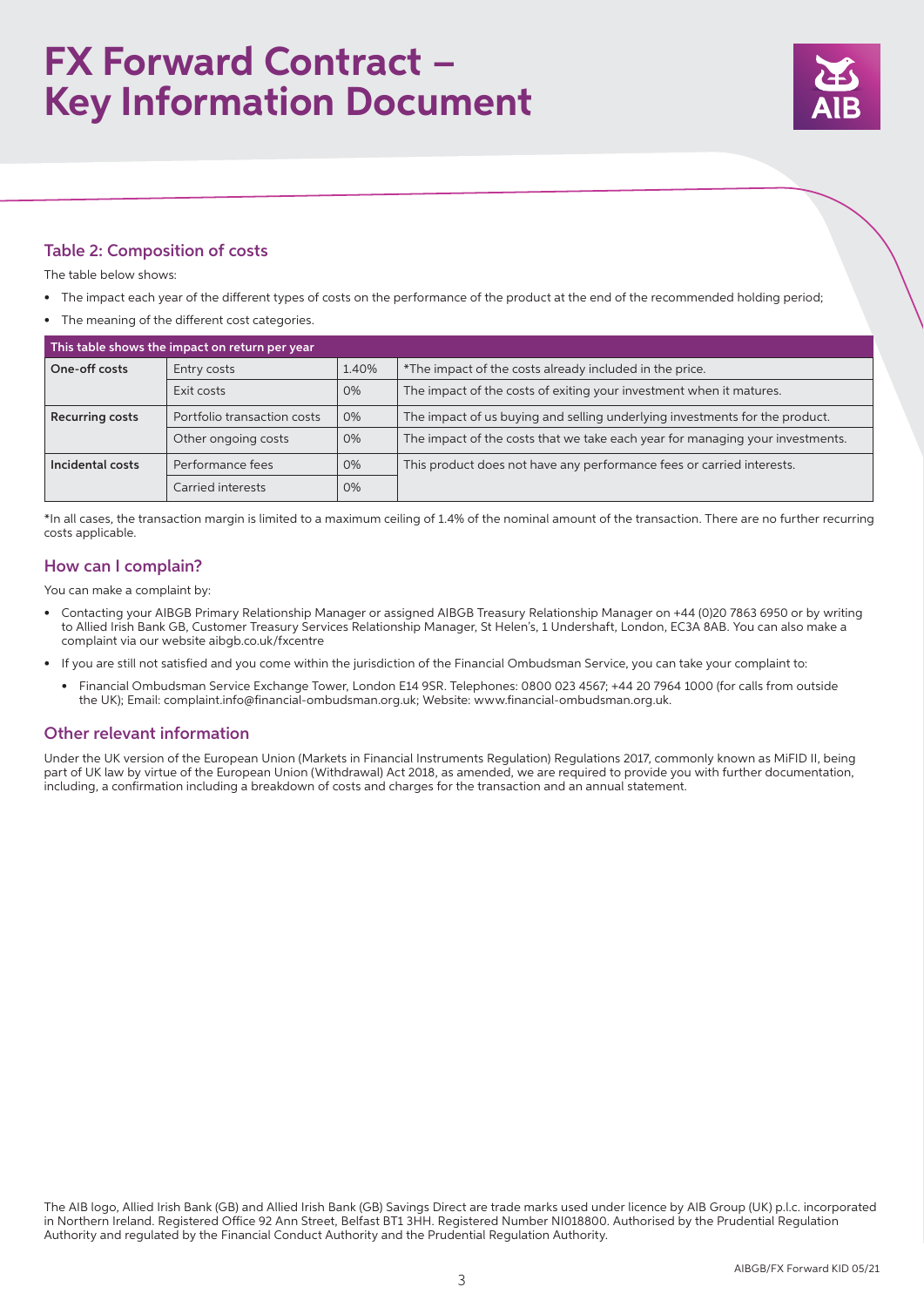# FX Forward Contract – Key Information Document

### Table 2: Composition of costs

The table below shows:

- The impact each year of the different types of costs on the performance of the product at the end of the recommended holding period;
- The meaning of the different cost categories.

| This table shows the impact on return per year | | | |
|---|---|---|---|
| **One-off costs** | Entry costs | 1.40% | *The impact of the costs already included in the price. |
| | Exit costs | 0% | The impact of the costs of exiting your investment when it matures. |
| **Recurring costs** | Portfolio transaction costs | 0% | The impact of us buying and selling underlying investments for the product. |
| | Other ongoing costs | 0% | The impact of the costs that we take each year for managing your investments. |
| **Incidental costs** | Performance fees | 0% | This product does not have any performance fees or carried interests. |
| | Carried interests | 0% | |

*In all cases, the transaction margin is limited to a maximum ceiling of 1.4% of the nominal amount of the transaction. There are no further recurring costs applicable.

### How can I complain?

You can make a complaint by:

- Contacting your AIBGB Primary Relationship Manager or assigned AIBGB Treasury Relationship Manager on +44 (0)20 7863 6950 or by writing to Allied Irish Bank GB, Customer Treasury Services Relationship Manager, St Helen's, 1 Undershaft, London, EC3A 8AB. You can also make a complaint via our website aibgb.co.uk/fxcentre
- If you are still not satisfied and you come within the jurisdiction of the Financial Ombudsman Service, you can take your complaint to:
  - Financial Ombudsman Service Exchange Tower, London E14 9SR. Telephones: 0800 023 4567; +44 20 7964 1000 (for calls from outside the UK); Email: complaint.info@financial-ombudsman.org.uk; Website: www.financial-ombudsman.org.uk.

### Other relevant information

Under the UK version of the European Union (Markets in Financial Instruments Regulation) Regulations 2017, commonly known as MiFID II, being part of UK law by virtue of the European Union (Withdrawal) Act 2018, as amended, we are required to provide you with further documentation, including, a confirmation including a breakdown of costs and charges for the transaction and an annual statement.

The AIB logo, Allied Irish Bank (GB) and Allied Irish Bank (GB) Savings Direct are trade marks used under licence by AIB Group (UK) p.l.c. incorporated in Northern Ireland. Registered Office 92 Ann Street, Belfast BT1 3HH. Registered Number NI018800. Authorised by the Prudential Regulation Authority and regulated by the Financial Conduct Authority and the Prudential Regulation Authority.

AIBGB/FX Forward KID 05/21